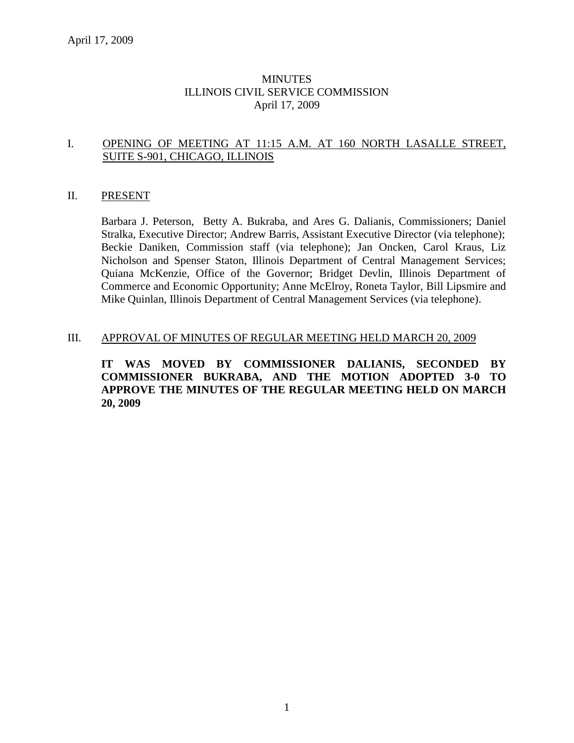# MINUTES
# ILLINOIS CIVIL SERVICE COMMISSION
# April 17, 2009

## I. OPENING OF MEETING AT 11:15 A.M. AT 160 NORTH LASALLE STREET, SUITE S-901, CHICAGO, ILLINOIS

## II. PRESENT

Barbara J. Peterson, Betty A. Bukraba, and Ares G. Dalianis, Commissioners; Daniel Stralka, Executive Director; Andrew Barris, Assistant Executive Director (via telephone); Beckie Daniken, Commission staff (via telephone); Jan Oncken, Carol Kraus, Liz Nicholson and Spenser Staton, Illinois Department of Central Management Services; Quiana McKenzie, Office of the Governor; Bridget Devlin, Illinois Department of Commerce and Economic Opportunity; Anne McElroy, Roneta Taylor, Bill Lipsmire and Mike Quinlan, Illinois Department of Central Management Services (via telephone).

## III. APPROVAL OF MINUTES OF REGULAR MEETING HELD MARCH 20, 2009

**IT WAS MOVED BY COMMISSIONER DALIANIS, SECONDED BY COMMISSIONER BUKRABA, AND THE MOTION ADOPTED 3-0 TO APPROVE THE MINUTES OF THE REGULAR MEETING HELD ON MARCH 20, 2009**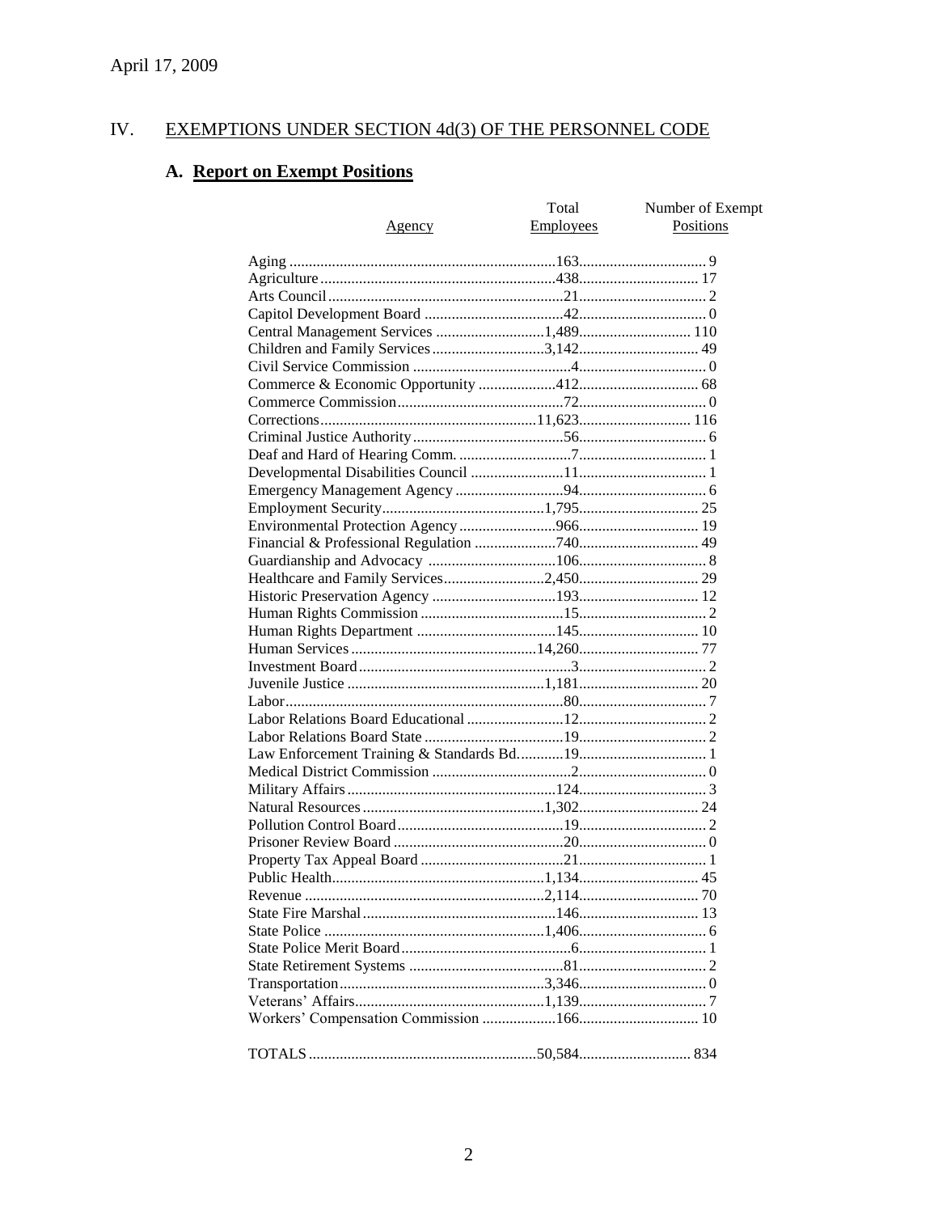April 17, 2009

## IV. EXEMPTIONS UNDER SECTION 4d(3) OF THE PERSONNEL CODE

### A. Report on Exempt Positions

| Agency | Total Employees | Number of Exempt Positions |
|---|---|---|
| Aging | 163 | 9 |
| Agriculture | 438 | 17 |
| Arts Council | 21 | 2 |
| Capitol Development Board | 42 | 0 |
| Central Management Services | 1,489 | 110 |
| Children and Family Services | 3,142 | 49 |
| Civil Service Commission | 4 | 0 |
| Commerce & Economic Opportunity | 412 | 68 |
| Commerce Commission | 72 | 0 |
| Corrections | 11,623 | 116 |
| Criminal Justice Authority | 56 | 6 |
| Deaf and Hard of Hearing Comm. | 7 | 1 |
| Developmental Disabilities Council | 11 | 1 |
| Emergency Management Agency | 94 | 6 |
| Employment Security | 1,795 | 25 |
| Environmental Protection Agency | 966 | 19 |
| Financial & Professional Regulation | 740 | 49 |
| Guardianship and Advocacy | 106 | 8 |
| Healthcare and Family Services | 2,450 | 29 |
| Historic Preservation Agency | 193 | 12 |
| Human Rights Commission | 15 | 2 |
| Human Rights Department | 145 | 10 |
| Human Services | 14,260 | 77 |
| Investment Board | 3 | 2 |
| Juvenile Justice | 1,181 | 20 |
| Labor | 80 | 7 |
| Labor Relations Board Educational | 12 | 2 |
| Labor Relations Board State | 19 | 2 |
| Law Enforcement Training & Standards Bd. | 19 | 1 |
| Medical District Commission | 2 | 0 |
| Military Affairs | 124 | 3 |
| Natural Resources | 1,302 | 24 |
| Pollution Control Board | 19 | 2 |
| Prisoner Review Board | 20 | 0 |
| Property Tax Appeal Board | 21 | 1 |
| Public Health | 1,134 | 45 |
| Revenue | 2,114 | 70 |
| State Fire Marshal | 146 | 13 |
| State Police | 1,406 | 6 |
| State Police Merit Board | 6 | 1 |
| State Retirement Systems | 81 | 2 |
| Transportation | 3,346 | 0 |
| Veterans' Affairs | 1,139 | 7 |
| Workers' Compensation Commission | 166 | 10 |
| TOTALS | 50,584 | 834 |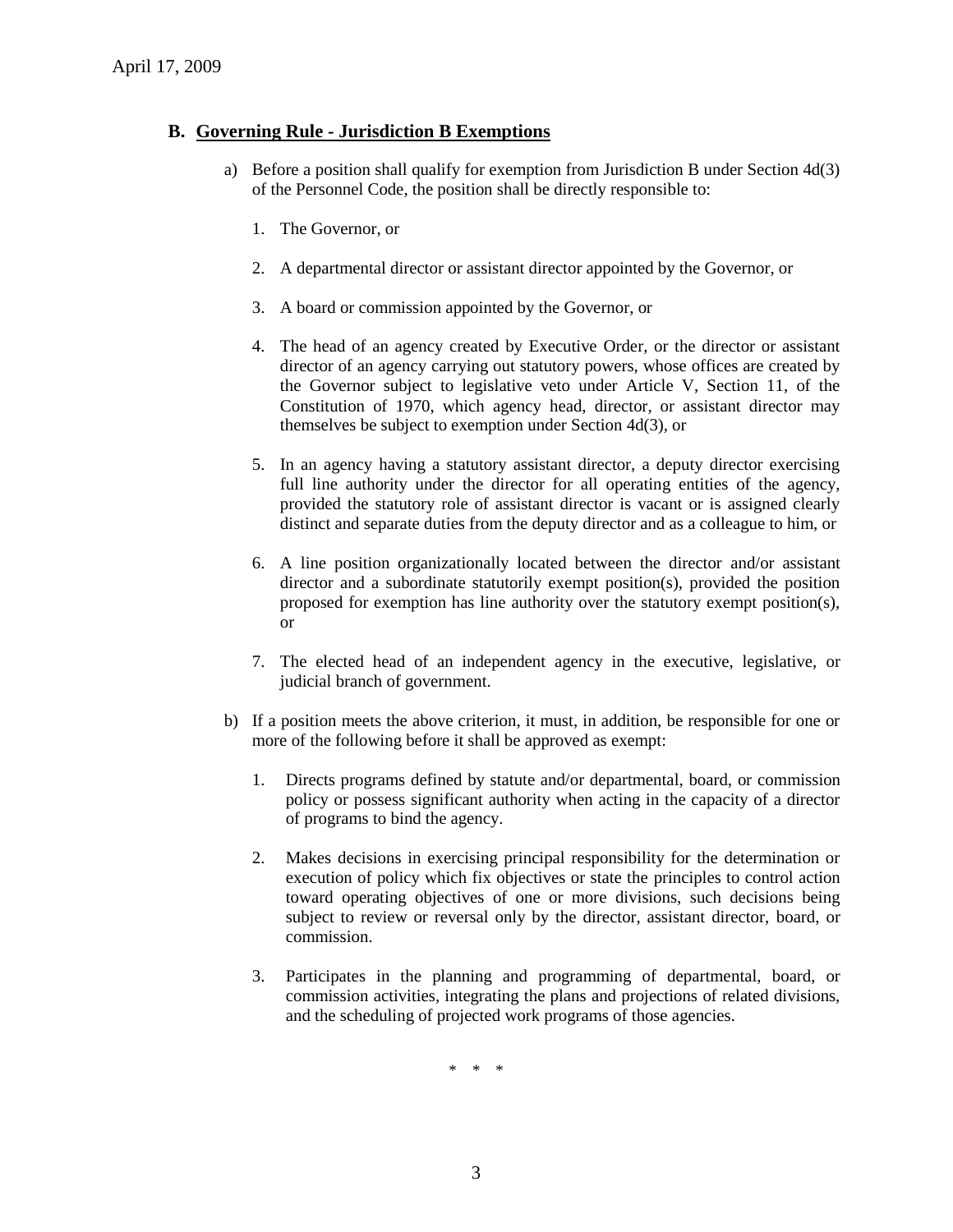## B. Governing Rule - Jurisdiction B Exemptions

a) Before a position shall qualify for exemption from Jurisdiction B under Section 4d(3) of the Personnel Code, the position shall be directly responsible to:

1. The Governor, or

2. A departmental director or assistant director appointed by the Governor, or

3. A board or commission appointed by the Governor, or

4. The head of an agency created by Executive Order, or the director or assistant director of an agency carrying out statutory powers, whose offices are created by the Governor subject to legislative veto under Article V, Section 11, of the Constitution of 1970, which agency head, director, or assistant director may themselves be subject to exemption under Section 4d(3), or

5. In an agency having a statutory assistant director, a deputy director exercising full line authority under the director for all operating entities of the agency, provided the statutory role of assistant director is vacant or is assigned clearly distinct and separate duties from the deputy director and as a colleague to him, or

6. A line position organizationally located between the director and/or assistant director and a subordinate statutorily exempt position(s), provided the position proposed for exemption has line authority over the statutory exempt position(s), or

7. The elected head of an independent agency in the executive, legislative, or judicial branch of government.

b) If a position meets the above criterion, it must, in addition, be responsible for one or more of the following before it shall be approved as exempt:

1. Directs programs defined by statute and/or departmental, board, or commission policy or possess significant authority when acting in the capacity of a director of programs to bind the agency.

2. Makes decisions in exercising principal responsibility for the determination or execution of policy which fix objectives or state the principles to control action toward operating objectives of one or more divisions, such decisions being subject to review or reversal only by the director, assistant director, board, or commission.

3. Participates in the planning and programming of departmental, board, or commission activities, integrating the plans and projections of related divisions, and the scheduling of projected work programs of those agencies.

\* \* \*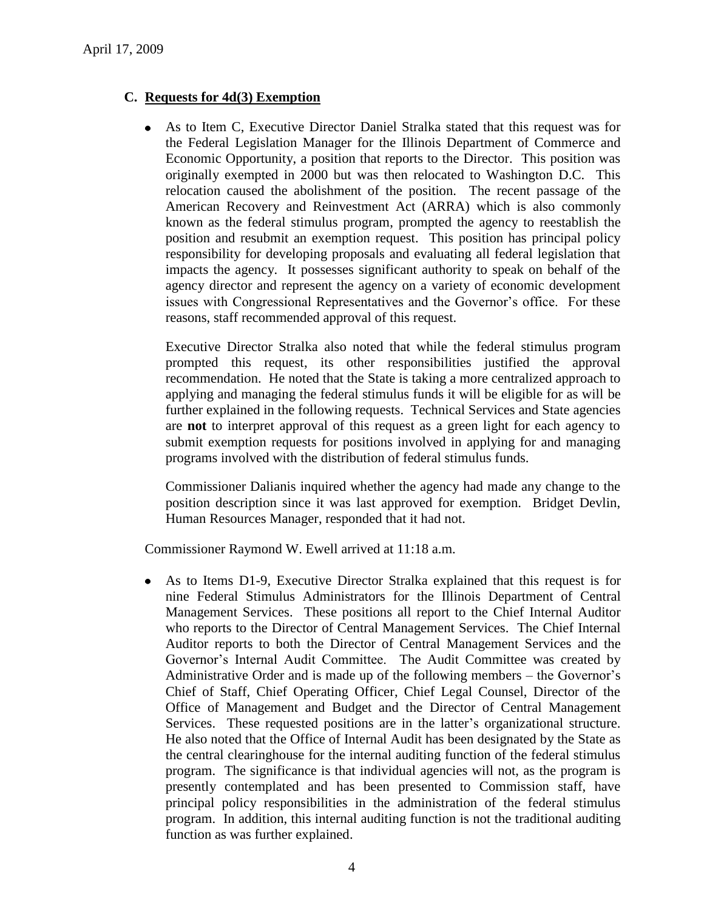### C. Requests for 4d(3) Exemption

- As to Item C, Executive Director Daniel Stralka stated that this request was for the Federal Legislation Manager for the Illinois Department of Commerce and Economic Opportunity, a position that reports to the Director. This position was originally exempted in 2000 but was then relocated to Washington D.C. This relocation caused the abolishment of the position. The recent passage of the American Recovery and Reinvestment Act (ARRA) which is also commonly known as the federal stimulus program, prompted the agency to reestablish the position and resubmit an exemption request. This position has principal policy responsibility for developing proposals and evaluating all federal legislation that impacts the agency. It possesses significant authority to speak on behalf of the agency director and represent the agency on a variety of economic development issues with Congressional Representatives and the Governor's office. For these reasons, staff recommended approval of this request.

  Executive Director Stralka also noted that while the federal stimulus program prompted this request, its other responsibilities justified the approval recommendation. He noted that the State is taking a more centralized approach to applying and managing the federal stimulus funds it will be eligible for as will be further explained in the following requests. Technical Services and State agencies are **not** to interpret approval of this request as a green light for each agency to submit exemption requests for positions involved in applying for and managing programs involved with the distribution of federal stimulus funds.

  Commissioner Dalianis inquired whether the agency had made any change to the position description since it was last approved for exemption. Bridget Devlin, Human Resources Manager, responded that it had not.

Commissioner Raymond W. Ewell arrived at 11:18 a.m.

- As to Items D1-9, Executive Director Stralka explained that this request is for nine Federal Stimulus Administrators for the Illinois Department of Central Management Services. These positions all report to the Chief Internal Auditor who reports to the Director of Central Management Services. The Chief Internal Auditor reports to both the Director of Central Management Services and the Governor's Internal Audit Committee. The Audit Committee was created by Administrative Order and is made up of the following members – the Governor's Chief of Staff, Chief Operating Officer, Chief Legal Counsel, Director of the Office of Management and Budget and the Director of Central Management Services. These requested positions are in the latter's organizational structure. He also noted that the Office of Internal Audit has been designated by the State as the central clearinghouse for the internal auditing function of the federal stimulus program. The significance is that individual agencies will not, as the program is presently contemplated and has been presented to Commission staff, have principal policy responsibilities in the administration of the federal stimulus program. In addition, this internal auditing function is not the traditional auditing function as was further explained.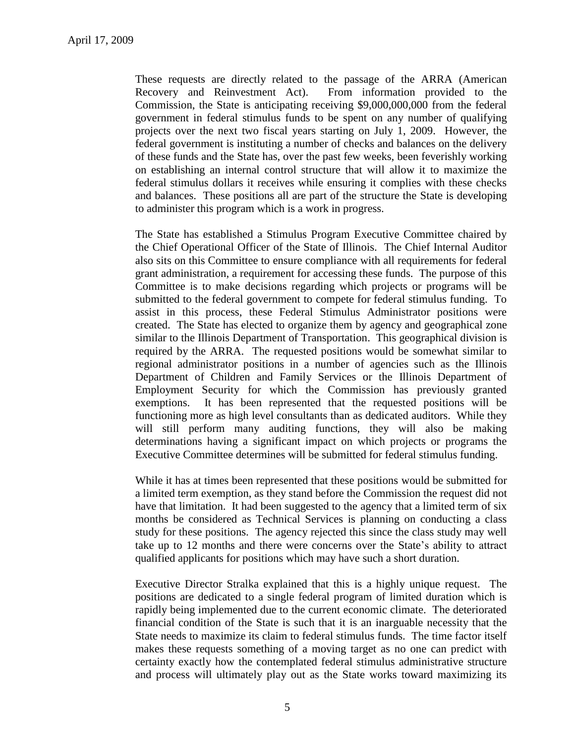These requests are directly related to the passage of the ARRA (American Recovery and Reinvestment Act). From information provided to the Commission, the State is anticipating receiving $9,000,000,000 from the federal government in federal stimulus funds to be spent on any number of qualifying projects over the next two fiscal years starting on July 1, 2009. However, the federal government is instituting a number of checks and balances on the delivery of these funds and the State has, over the past few weeks, been feverishly working on establishing an internal control structure that will allow it to maximize the federal stimulus dollars it receives while ensuring it complies with these checks and balances. These positions all are part of the structure the State is developing to administer this program which is a work in progress.

The State has established a Stimulus Program Executive Committee chaired by the Chief Operational Officer of the State of Illinois. The Chief Internal Auditor also sits on this Committee to ensure compliance with all requirements for federal grant administration, a requirement for accessing these funds. The purpose of this Committee is to make decisions regarding which projects or programs will be submitted to the federal government to compete for federal stimulus funding. To assist in this process, these Federal Stimulus Administrator positions were created. The State has elected to organize them by agency and geographical zone similar to the Illinois Department of Transportation. This geographical division is required by the ARRA. The requested positions would be somewhat similar to regional administrator positions in a number of agencies such as the Illinois Department of Children and Family Services or the Illinois Department of Employment Security for which the Commission has previously granted exemptions. It has been represented that the requested positions will be functioning more as high level consultants than as dedicated auditors. While they will still perform many auditing functions, they will also be making determinations having a significant impact on which projects or programs the Executive Committee determines will be submitted for federal stimulus funding.

While it has at times been represented that these positions would be submitted for a limited term exemption, as they stand before the Commission the request did not have that limitation. It had been suggested to the agency that a limited term of six months be considered as Technical Services is planning on conducting a class study for these positions. The agency rejected this since the class study may well take up to 12 months and there were concerns over the State's ability to attract qualified applicants for positions which may have such a short duration.

Executive Director Stralka explained that this is a highly unique request. The positions are dedicated to a single federal program of limited duration which is rapidly being implemented due to the current economic climate. The deteriorated financial condition of the State is such that it is an inarguable necessity that the State needs to maximize its claim to federal stimulus funds. The time factor itself makes these requests something of a moving target as no one can predict with certainty exactly how the contemplated federal stimulus administrative structure and process will ultimately play out as the State works toward maximizing its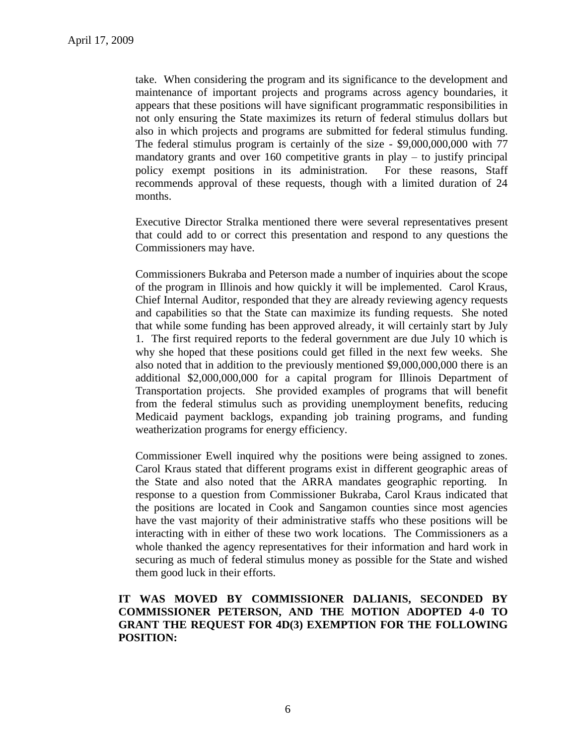take. When considering the program and its significance to the development and maintenance of important projects and programs across agency boundaries, it appears that these positions will have significant programmatic responsibilities in not only ensuring the State maximizes its return of federal stimulus dollars but also in which projects and programs are submitted for federal stimulus funding. The federal stimulus program is certainly of the size - $9,000,000,000 with 77 mandatory grants and over 160 competitive grants in play – to justify principal policy exempt positions in its administration. For these reasons, Staff recommends approval of these requests, though with a limited duration of 24 months.

Executive Director Stralka mentioned there were several representatives present that could add to or correct this presentation and respond to any questions the Commissioners may have.

Commissioners Bukraba and Peterson made a number of inquiries about the scope of the program in Illinois and how quickly it will be implemented. Carol Kraus, Chief Internal Auditor, responded that they are already reviewing agency requests and capabilities so that the State can maximize its funding requests. She noted that while some funding has been approved already, it will certainly start by July 1. The first required reports to the federal government are due July 10 which is why she hoped that these positions could get filled in the next few weeks. She also noted that in addition to the previously mentioned $9,000,000,000 there is an additional $2,000,000,000 for a capital program for Illinois Department of Transportation projects. She provided examples of programs that will benefit from the federal stimulus such as providing unemployment benefits, reducing Medicaid payment backlogs, expanding job training programs, and funding weatherization programs for energy efficiency.

Commissioner Ewell inquired why the positions were being assigned to zones. Carol Kraus stated that different programs exist in different geographic areas of the State and also noted that the ARRA mandates geographic reporting. In response to a question from Commissioner Bukraba, Carol Kraus indicated that the positions are located in Cook and Sangamon counties since most agencies have the vast majority of their administrative staffs who these positions will be interacting with in either of these two work locations. The Commissioners as a whole thanked the agency representatives for their information and hard work in securing as much of federal stimulus money as possible for the State and wished them good luck in their efforts.

**IT WAS MOVED BY COMMISSIONER DALIANIS, SECONDED BY COMMISSIONER PETERSON, AND THE MOTION ADOPTED 4-0 TO GRANT THE REQUEST FOR 4D(3) EXEMPTION FOR THE FOLLOWING POSITION:**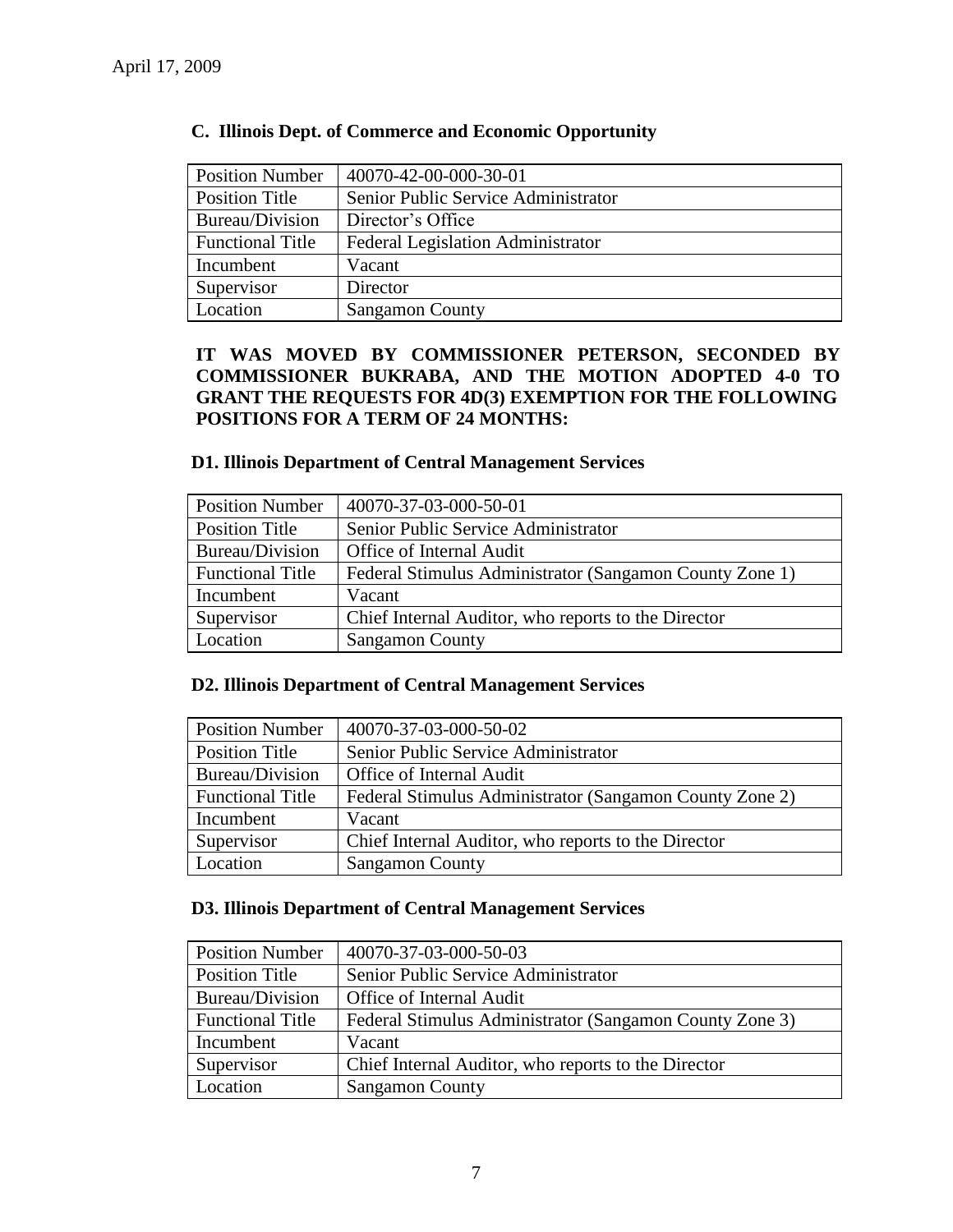### C. Illinois Dept. of Commerce and Economic Opportunity

| Position Number | 40070-42-00-000-30-01 |
|---|---|
| Position Title | Senior Public Service Administrator |
| Bureau/Division | Director's Office |
| Functional Title | Federal Legislation Administrator |
| Incumbent | Vacant |
| Supervisor | Director |
| Location | Sangamon County |

**IT WAS MOVED BY COMMISSIONER PETERSON, SECONDED BY COMMISSIONER BUKRABA, AND THE MOTION ADOPTED 4-0 TO GRANT THE REQUESTS FOR 4D(3) EXEMPTION FOR THE FOLLOWING POSITIONS FOR A TERM OF 24 MONTHS:**

### D1. Illinois Department of Central Management Services

| Position Number | 40070-37-03-000-50-01 |
|---|---|
| Position Title | Senior Public Service Administrator |
| Bureau/Division | Office of Internal Audit |
| Functional Title | Federal Stimulus Administrator (Sangamon County Zone 1) |
| Incumbent | Vacant |
| Supervisor | Chief Internal Auditor, who reports to the Director |
| Location | Sangamon County |

### D2. Illinois Department of Central Management Services

| Position Number | 40070-37-03-000-50-02 |
|---|---|
| Position Title | Senior Public Service Administrator |
| Bureau/Division | Office of Internal Audit |
| Functional Title | Federal Stimulus Administrator (Sangamon County Zone 2) |
| Incumbent | Vacant |
| Supervisor | Chief Internal Auditor, who reports to the Director |
| Location | Sangamon County |

### D3. Illinois Department of Central Management Services

| Position Number | 40070-37-03-000-50-03 |
|---|---|
| Position Title | Senior Public Service Administrator |
| Bureau/Division | Office of Internal Audit |
| Functional Title | Federal Stimulus Administrator (Sangamon County Zone 3) |
| Incumbent | Vacant |
| Supervisor | Chief Internal Auditor, who reports to the Director |
| Location | Sangamon County |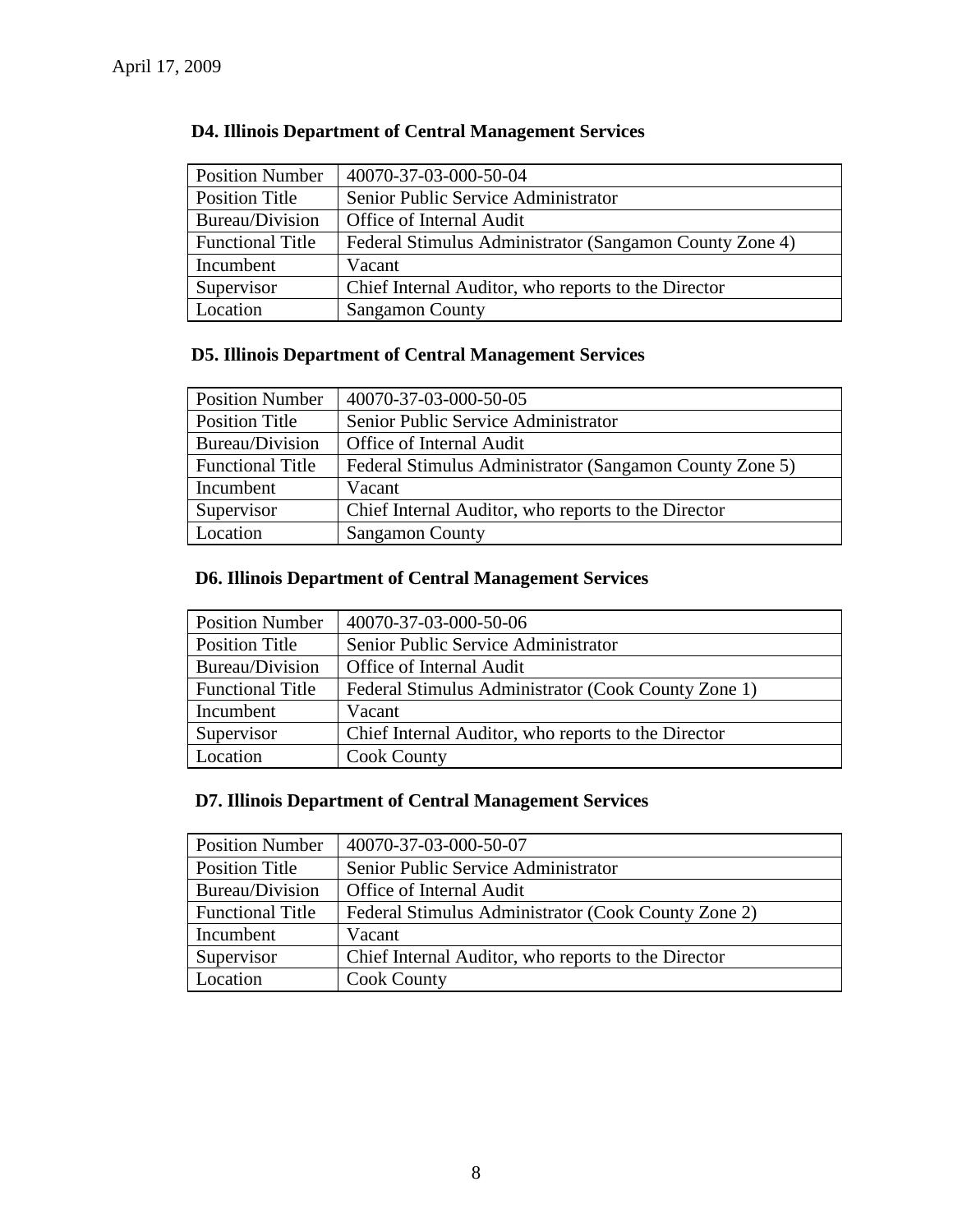April 17, 2009

### D4. Illinois Department of Central Management Services

| | |
|---|---|
| Position Number | 40070-37-03-000-50-04 |
| Position Title | Senior Public Service Administrator |
| Bureau/Division | Office of Internal Audit |
| Functional Title | Federal Stimulus Administrator (Sangamon County Zone 4) |
| Incumbent | Vacant |
| Supervisor | Chief Internal Auditor, who reports to the Director |
| Location | Sangamon County |

### D5. Illinois Department of Central Management Services

| | |
|---|---|
| Position Number | 40070-37-03-000-50-05 |
| Position Title | Senior Public Service Administrator |
| Bureau/Division | Office of Internal Audit |
| Functional Title | Federal Stimulus Administrator (Sangamon County Zone 5) |
| Incumbent | Vacant |
| Supervisor | Chief Internal Auditor, who reports to the Director |
| Location | Sangamon County |

### D6. Illinois Department of Central Management Services

| | |
|---|---|
| Position Number | 40070-37-03-000-50-06 |
| Position Title | Senior Public Service Administrator |
| Bureau/Division | Office of Internal Audit |
| Functional Title | Federal Stimulus Administrator (Cook County Zone 1) |
| Incumbent | Vacant |
| Supervisor | Chief Internal Auditor, who reports to the Director |
| Location | Cook County |

### D7. Illinois Department of Central Management Services

| | |
|---|---|
| Position Number | 40070-37-03-000-50-07 |
| Position Title | Senior Public Service Administrator |
| Bureau/Division | Office of Internal Audit |
| Functional Title | Federal Stimulus Administrator (Cook County Zone 2) |
| Incumbent | Vacant |
| Supervisor | Chief Internal Auditor, who reports to the Director |
| Location | Cook County |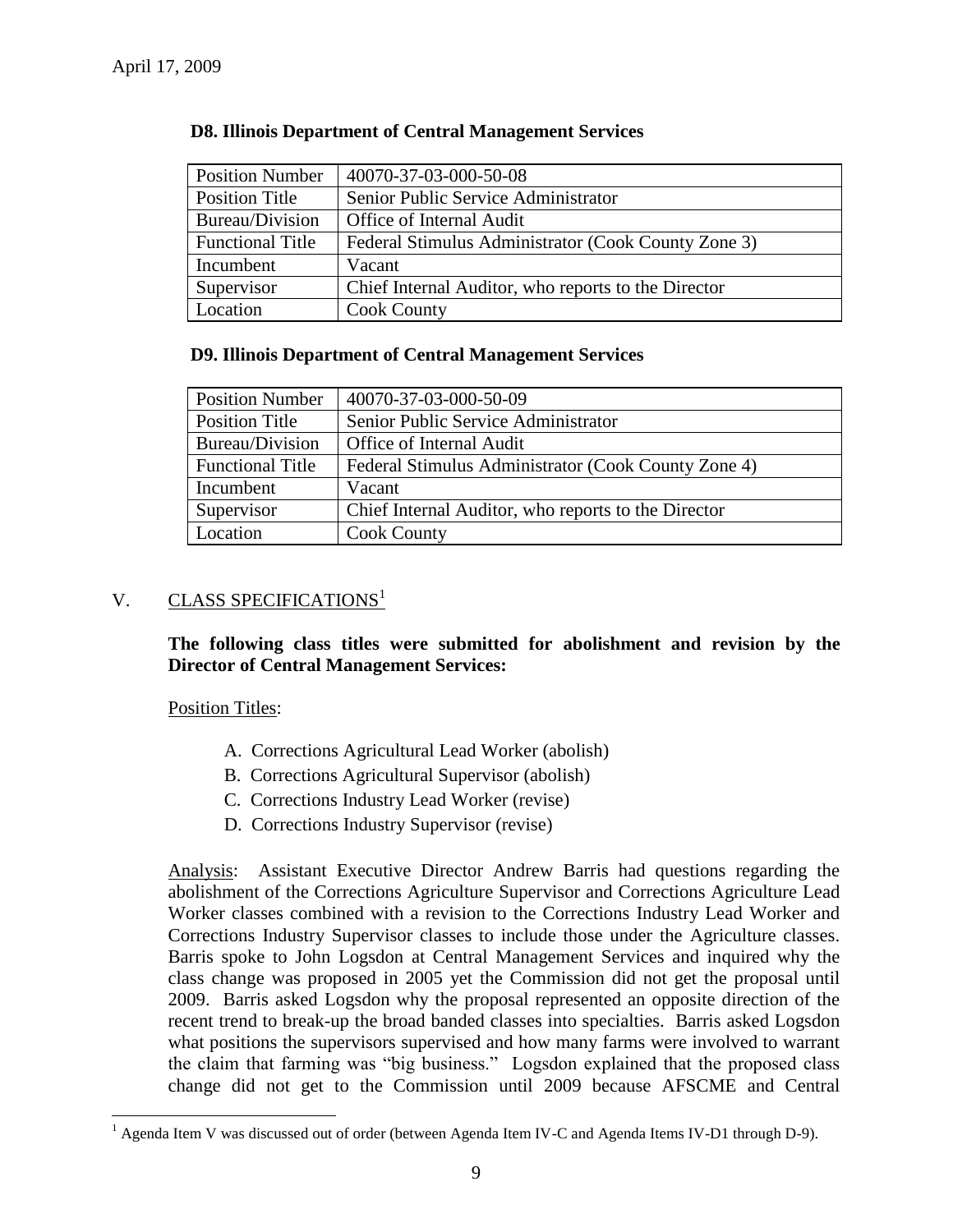April 17, 2009

**D8. Illinois Department of Central Management Services**

| Position Number | 40070-37-03-000-50-08 |
|---|---|
| Position Title | Senior Public Service Administrator |
| Bureau/Division | Office of Internal Audit |
| Functional Title | Federal Stimulus Administrator (Cook County Zone 3) |
| Incumbent | Vacant |
| Supervisor | Chief Internal Auditor, who reports to the Director |
| Location | Cook County |

**D9. Illinois Department of Central Management Services**

| Position Number | 40070-37-03-000-50-09 |
|---|---|
| Position Title | Senior Public Service Administrator |
| Bureau/Division | Office of Internal Audit |
| Functional Title | Federal Stimulus Administrator (Cook County Zone 4) |
| Incumbent | Vacant |
| Supervisor | Chief Internal Auditor, who reports to the Director |
| Location | Cook County |

## V. CLASS SPECIFICATIONS[1]

**The following class titles were submitted for abolishment and revision by the Director of Central Management Services:**

Position Titles:

A. Corrections Agricultural Lead Worker (abolish)
B. Corrections Agricultural Supervisor (abolish)
C. Corrections Industry Lead Worker (revise)
D. Corrections Industry Supervisor (revise)

Analysis: Assistant Executive Director Andrew Barris had questions regarding the abolishment of the Corrections Agriculture Supervisor and Corrections Agriculture Lead Worker classes combined with a revision to the Corrections Industry Lead Worker and Corrections Industry Supervisor classes to include those under the Agriculture classes. Barris spoke to John Logsdon at Central Management Services and inquired why the class change was proposed in 2005 yet the Commission did not get the proposal until 2009. Barris asked Logsdon why the proposal represented an opposite direction of the recent trend to break-up the broad banded classes into specialties. Barris asked Logsdon what positions the supervisors supervised and how many farms were involved to warrant the claim that farming was "big business." Logsdon explained that the proposed class change did not get to the Commission until 2009 because AFSCME and Central

[1] Agenda Item V was discussed out of order (between Agenda Item IV-C and Agenda Items IV-D1 through D-9).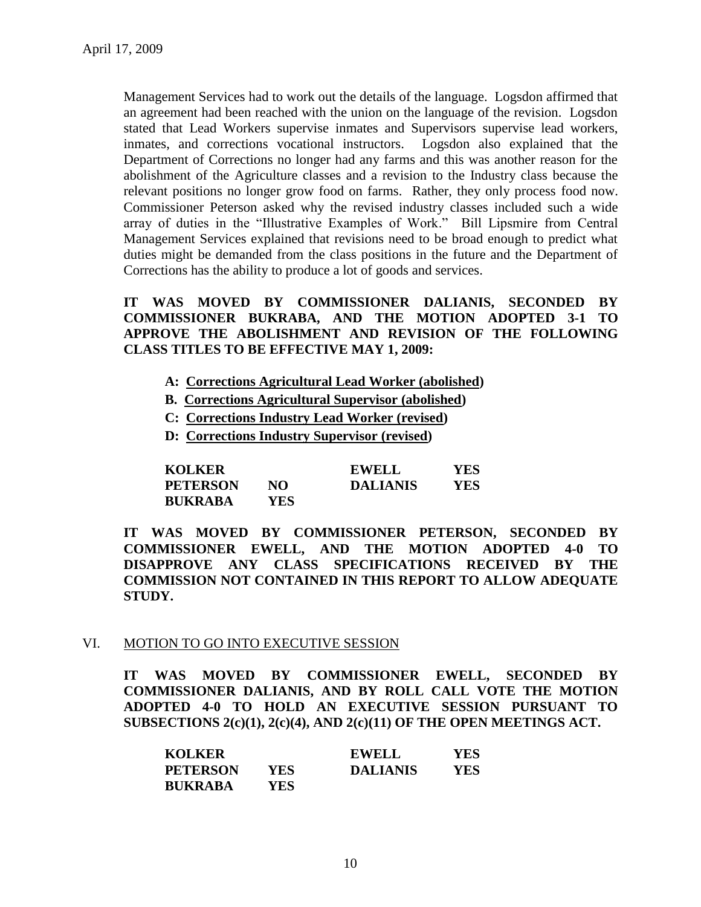Management Services had to work out the details of the language. Logsdon affirmed that an agreement had been reached with the union on the language of the revision. Logsdon stated that Lead Workers supervise inmates and Supervisors supervise lead workers, inmates, and corrections vocational instructors. Logsdon also explained that the Department of Corrections no longer had any farms and this was another reason for the abolishment of the Agriculture classes and a revision to the Industry class because the relevant positions no longer grow food on farms. Rather, they only process food now. Commissioner Peterson asked why the revised industry classes included such a wide array of duties in the "Illustrative Examples of Work." Bill Lipsmire from Central Management Services explained that revisions need to be broad enough to predict what duties might be demanded from the class positions in the future and the Department of Corrections has the ability to produce a lot of goods and services.

**IT WAS MOVED BY COMMISSIONER DALIANIS, SECONDED BY COMMISSIONER BUKRABA, AND THE MOTION ADOPTED 3-1 TO APPROVE THE ABOLISHMENT AND REVISION OF THE FOLLOWING CLASS TITLES TO BE EFFECTIVE MAY 1, 2009:**

- **A: Corrections Agricultural Lead Worker (abolished)**
- **B. Corrections Agricultural Supervisor (abolished)**
- **C: Corrections Industry Lead Worker (revised)**
- **D: Corrections Industry Supervisor (revised)**

| | | | |
|---|---|---|---|
| **KOLKER** | | **EWELL** | **YES** |
| **PETERSON** | **NO** | **DALIANIS** | **YES** |
| **BUKRABA** | **YES** | | |

**IT WAS MOVED BY COMMISSIONER PETERSON, SECONDED BY COMMISSIONER EWELL, AND THE MOTION ADOPTED 4-0 TO DISAPPROVE ANY CLASS SPECIFICATIONS RECEIVED BY THE COMMISSION NOT CONTAINED IN THIS REPORT TO ALLOW ADEQUATE STUDY.**

## VI. MOTION TO GO INTO EXECUTIVE SESSION

**IT WAS MOVED BY COMMISSIONER EWELL, SECONDED BY COMMISSIONER DALIANIS, AND BY ROLL CALL VOTE THE MOTION ADOPTED 4-0 TO HOLD AN EXECUTIVE SESSION PURSUANT TO SUBSECTIONS 2(c)(1), 2(c)(4), AND 2(c)(11) OF THE OPEN MEETINGS ACT.**

| | | | |
|---|---|---|---|
| **KOLKER** | | **EWELL** | **YES** |
| **PETERSON** | **YES** | **DALIANIS** | **YES** |
| **BUKRABA** | **YES** | | |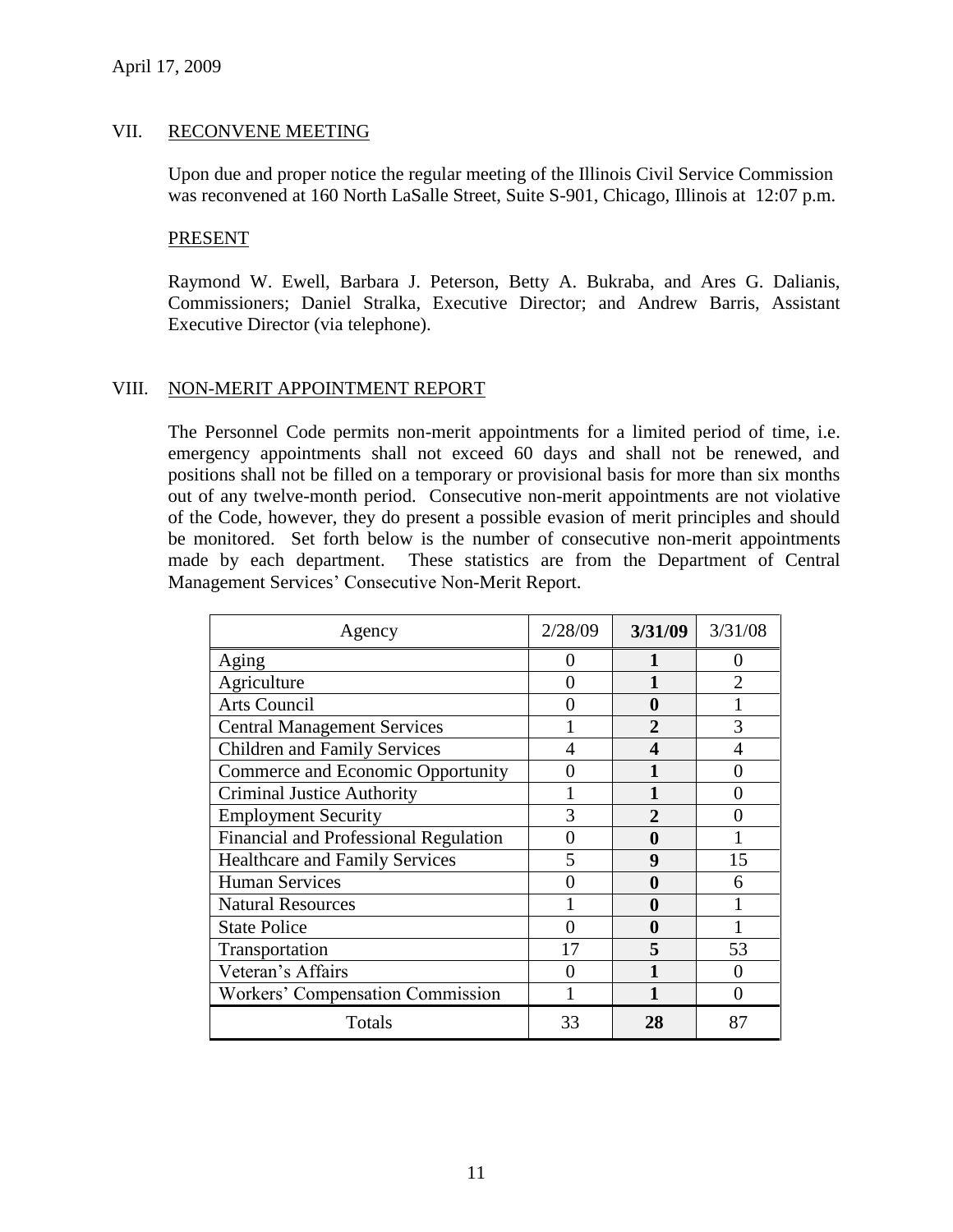April 17, 2009

## VII. RECONVENE MEETING

Upon due and proper notice the regular meeting of the Illinois Civil Service Commission was reconvened at 160 North LaSalle Street, Suite S-901, Chicago, Illinois at 12:07 p.m.

PRESENT

Raymond W. Ewell, Barbara J. Peterson, Betty A. Bukraba, and Ares G. Dalianis, Commissioners; Daniel Stralka, Executive Director; and Andrew Barris, Assistant Executive Director (via telephone).

## VIII. NON-MERIT APPOINTMENT REPORT

The Personnel Code permits non-merit appointments for a limited period of time, i.e. emergency appointments shall not exceed 60 days and shall not be renewed, and positions shall not be filled on a temporary or provisional basis for more than six months out of any twelve-month period. Consecutive non-merit appointments are not violative of the Code, however, they do present a possible evasion of merit principles and should be monitored. Set forth below is the number of consecutive non-merit appointments made by each department. These statistics are from the Department of Central Management Services' Consecutive Non-Merit Report.

| Agency | 2/28/09 | **3/31/09** | 3/31/08 |
|---|---|---|---|
| Aging | 0 | **1** | 0 |
| Agriculture | 0 | **1** | 2 |
| Arts Council | 0 | **0** | 1 |
| Central Management Services | 1 | **2** | 3 |
| Children and Family Services | 4 | **4** | 4 |
| Commerce and Economic Opportunity | 0 | **1** | 0 |
| Criminal Justice Authority | 1 | **1** | 0 |
| Employment Security | 3 | **2** | 0 |
| Financial and Professional Regulation | 0 | **0** | 1 |
| Healthcare and Family Services | 5 | **9** | 15 |
| Human Services | 0 | **0** | 6 |
| Natural Resources | 1 | **0** | 1 |
| State Police | 0 | **0** | 1 |
| Transportation | 17 | **5** | 53 |
| Veteran's Affairs | 0 | **1** | 0 |
| Workers' Compensation Commission | 1 | **1** | 0 |
| Totals | 33 | **28** | 87 |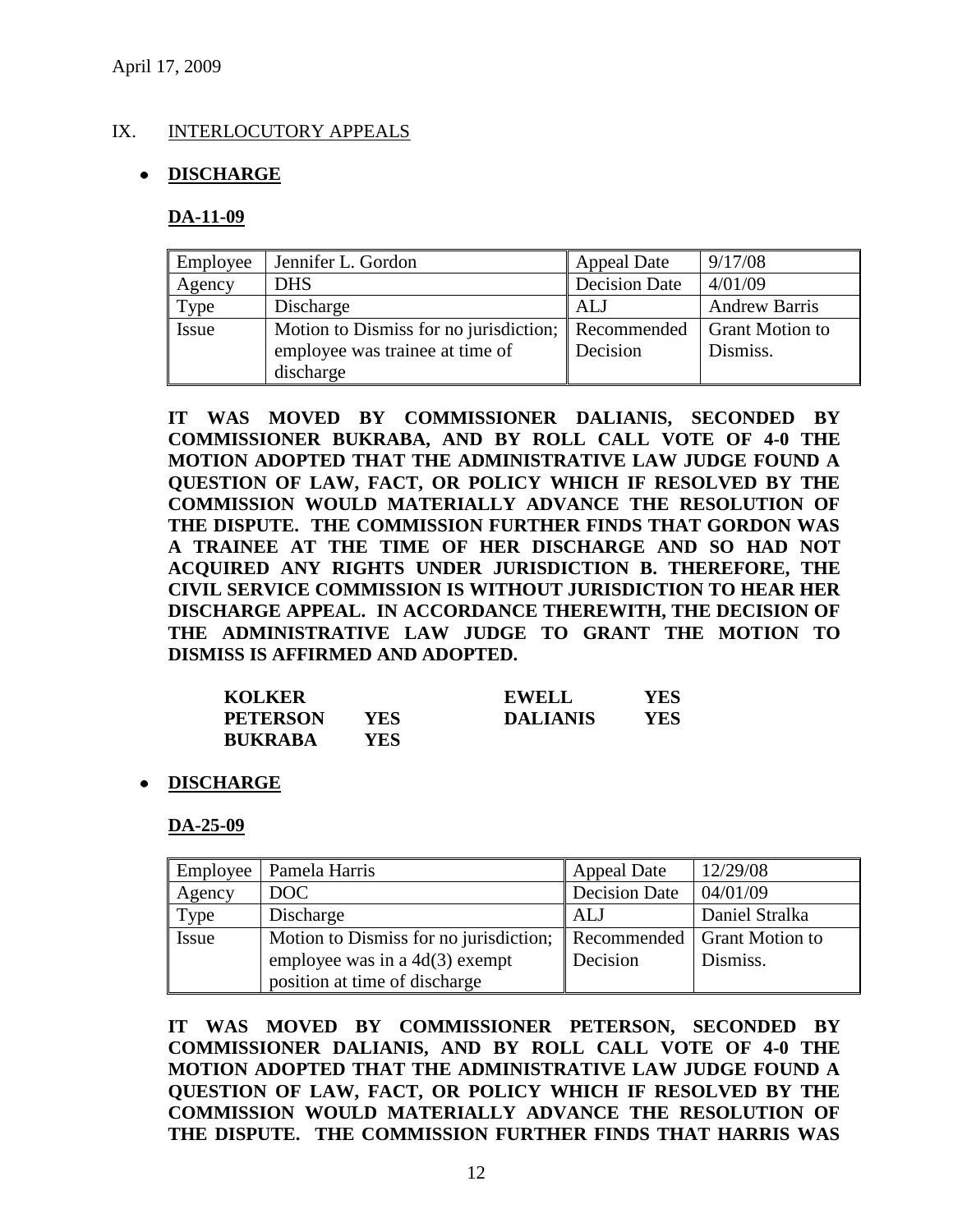April 17, 2009

## IX. INTERLOCUTORY APPEALS

- **DISCHARGE**

### DA-11-09

| Employee | Jennifer L. Gordon | Appeal Date | 9/17/08 |
|---|---|---|---|
| Agency | DHS | Decision Date | 4/01/09 |
| Type | Discharge | ALJ | Andrew Barris |
| Issue | Motion to Dismiss for no jurisdiction; employee was trainee at time of discharge | Recommended Decision | Grant Motion to Dismiss. |

**IT WAS MOVED BY COMMISSIONER DALIANIS, SECONDED BY COMMISSIONER BUKRABA, AND BY ROLL CALL VOTE OF 4-0 THE MOTION ADOPTED THAT THE ADMINISTRATIVE LAW JUDGE FOUND A QUESTION OF LAW, FACT, OR POLICY WHICH IF RESOLVED BY THE COMMISSION WOULD MATERIALLY ADVANCE THE RESOLUTION OF THE DISPUTE. THE COMMISSION FURTHER FINDS THAT GORDON WAS A TRAINEE AT THE TIME OF HER DISCHARGE AND SO HAD NOT ACQUIRED ANY RIGHTS UNDER JURISDICTION B. THEREFORE, THE CIVIL SERVICE COMMISSION IS WITHOUT JURISDICTION TO HEAR HER DISCHARGE APPEAL. IN ACCORDANCE THEREWITH, THE DECISION OF THE ADMINISTRATIVE LAW JUDGE TO GRANT THE MOTION TO DISMISS IS AFFIRMED AND ADOPTED.**

| | | | |
|---|---|---|---|
| **KOLKER** | | **EWELL** | **YES** |
| **PETERSON** | **YES** | **DALIANIS** | **YES** |
| **BUKRABA** | **YES** | | |

- **DISCHARGE**

### DA-25-09

| Employee | Pamela Harris | Appeal Date | 12/29/08 |
|---|---|---|---|
| Agency | DOC | Decision Date | 04/01/09 |
| Type | Discharge | ALJ | Daniel Stralka |
| Issue | Motion to Dismiss for no jurisdiction; employee was in a 4d(3) exempt position at time of discharge | Recommended Decision | Grant Motion to Dismiss. |

**IT WAS MOVED BY COMMISSIONER PETERSON, SECONDED BY COMMISSIONER DALIANIS, AND BY ROLL CALL VOTE OF 4-0 THE MOTION ADOPTED THAT THE ADMINISTRATIVE LAW JUDGE FOUND A QUESTION OF LAW, FACT, OR POLICY WHICH IF RESOLVED BY THE COMMISSION WOULD MATERIALLY ADVANCE THE RESOLUTION OF THE DISPUTE. THE COMMISSION FURTHER FINDS THAT HARRIS WAS**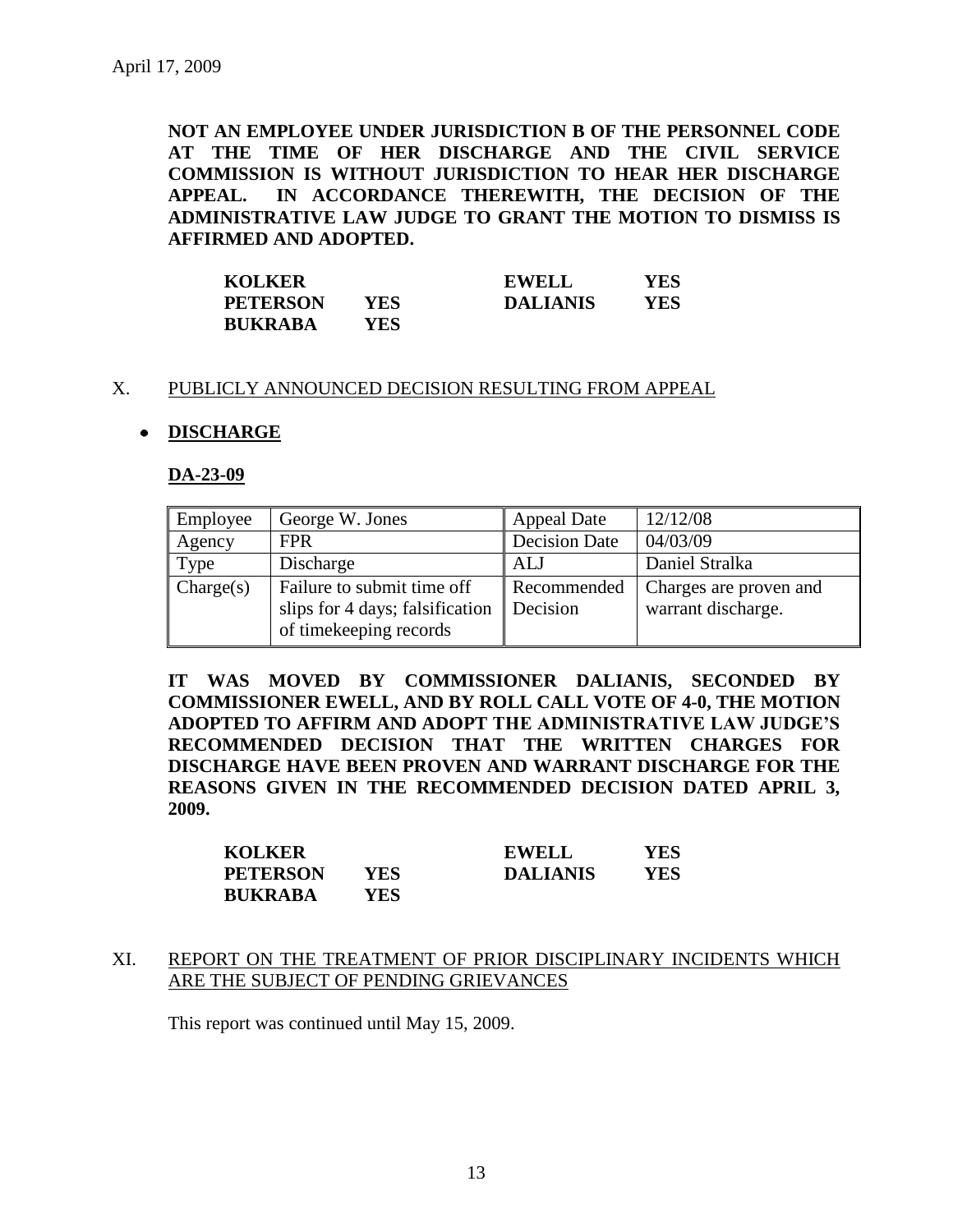**NOT AN EMPLOYEE UNDER JURISDICTION B OF THE PERSONNEL CODE AT THE TIME OF HER DISCHARGE AND THE CIVIL SERVICE COMMISSION IS WITHOUT JURISDICTION TO HEAR HER DISCHARGE APPEAL. IN ACCORDANCE THEREWITH, THE DECISION OF THE ADMINISTRATIVE LAW JUDGE TO GRANT THE MOTION TO DISMISS IS AFFIRMED AND ADOPTED.**

| | | | |
|---|---|---|---|
| **KOLKER** | | **EWELL** | **YES** |
| **PETERSON** | **YES** | **DALIANIS** | **YES** |
| **BUKRABA** | **YES** | | |

## X. PUBLICLY ANNOUNCED DECISION RESULTING FROM APPEAL

- **DISCHARGE**

**DA-23-09**

| Employee | George W. Jones | Appeal Date | 12/12/08 |
|---|---|---|---|
| Agency | FPR | Decision Date | 04/03/09 |
| Type | Discharge | ALJ | Daniel Stralka |
| Charge(s) | Failure to submit time off slips for 4 days; falsification of timekeeping records | Recommended Decision | Charges are proven and warrant discharge. |

**IT WAS MOVED BY COMMISSIONER DALIANIS, SECONDED BY COMMISSIONER EWELL, AND BY ROLL CALL VOTE OF 4-0, THE MOTION ADOPTED TO AFFIRM AND ADOPT THE ADMINISTRATIVE LAW JUDGE'S RECOMMENDED DECISION THAT THE WRITTEN CHARGES FOR DISCHARGE HAVE BEEN PROVEN AND WARRANT DISCHARGE FOR THE REASONS GIVEN IN THE RECOMMENDED DECISION DATED APRIL 3, 2009.**

| | | | |
|---|---|---|---|
| **KOLKER** | | **EWELL** | **YES** |
| **PETERSON** | **YES** | **DALIANIS** | **YES** |
| **BUKRABA** | **YES** | | |

## XI. REPORT ON THE TREATMENT OF PRIOR DISCIPLINARY INCIDENTS WHICH ARE THE SUBJECT OF PENDING GRIEVANCES

This report was continued until May 15, 2009.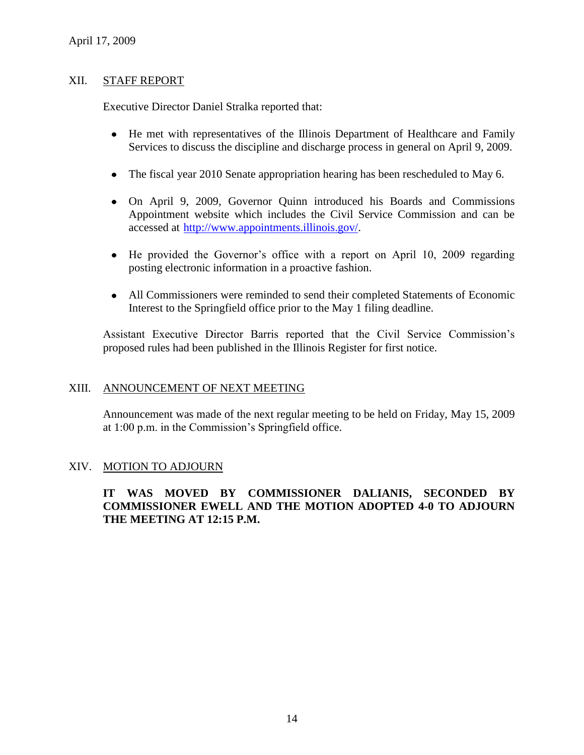## XII. STAFF REPORT

Executive Director Daniel Stralka reported that:

- He met with representatives of the Illinois Department of Healthcare and Family Services to discuss the discipline and discharge process in general on April 9, 2009.
- The fiscal year 2010 Senate appropriation hearing has been rescheduled to May 6.
- On April 9, 2009, Governor Quinn introduced his Boards and Commissions Appointment website which includes the Civil Service Commission and can be accessed at http://www.appointments.illinois.gov/.
- He provided the Governor's office with a report on April 10, 2009 regarding posting electronic information in a proactive fashion.
- All Commissioners were reminded to send their completed Statements of Economic Interest to the Springfield office prior to the May 1 filing deadline.

Assistant Executive Director Barris reported that the Civil Service Commission's proposed rules had been published in the Illinois Register for first notice.

## XIII. ANNOUNCEMENT OF NEXT MEETING

Announcement was made of the next regular meeting to be held on Friday, May 15, 2009 at 1:00 p.m. in the Commission's Springfield office.

## XIV. MOTION TO ADJOURN

**IT WAS MOVED BY COMMISSIONER DALIANIS, SECONDED BY COMMISSIONER EWELL AND THE MOTION ADOPTED 4-0 TO ADJOURN THE MEETING AT 12:15 P.M.**